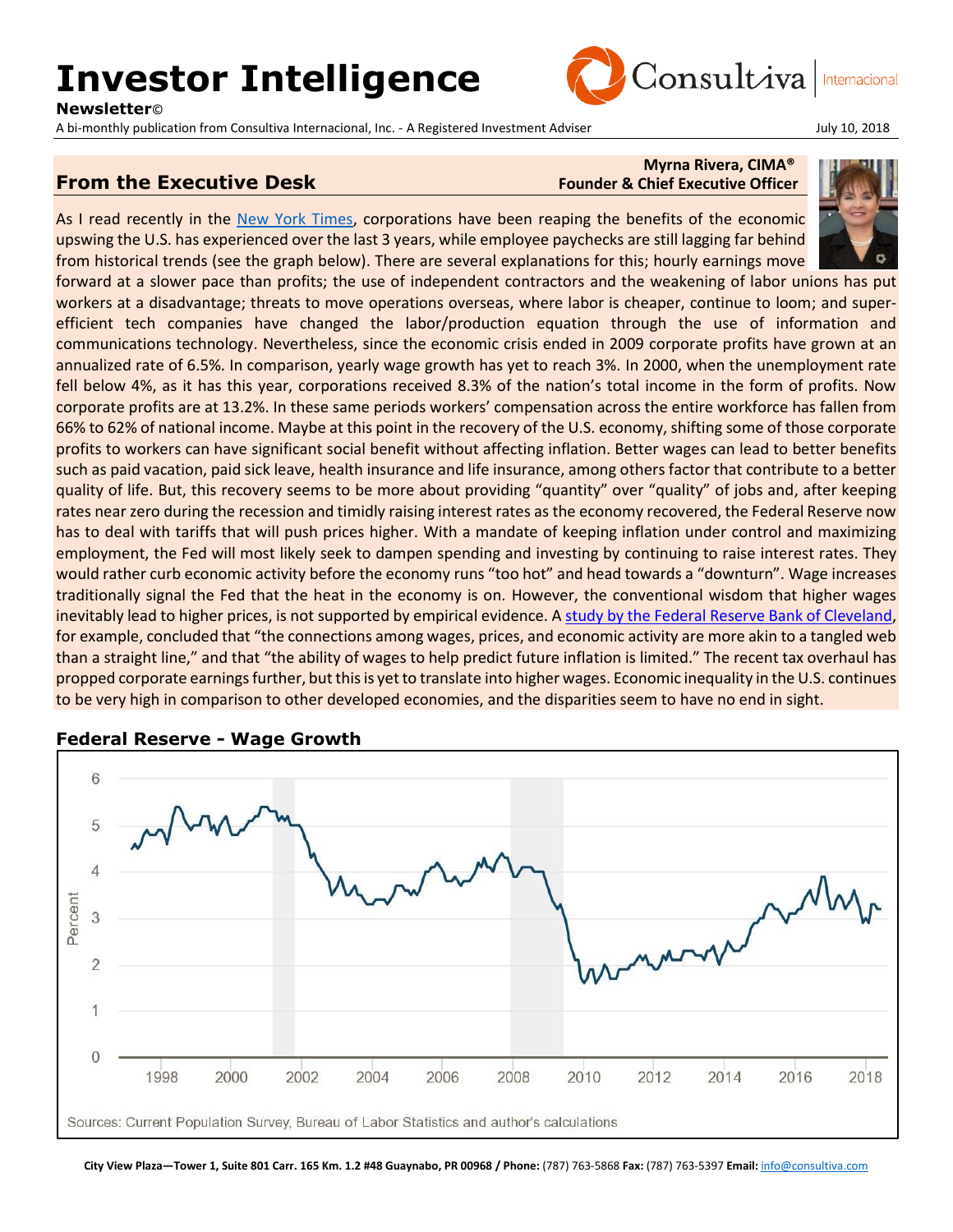# Investor Intelligence

**Newsletter©**

A bi-monthly publication from Consultiva Internacional, Inc. - A Registered Investment Adviser

July 10, 2018

## From the Executive Desk

**Myrna Rivera, CIMA®**
**Founder & Chief Executive Officer**

As I read recently in the New York Times, corporations have been reaping the benefits of the economic upswing the U.S. has experienced over the last 3 years, while employee paychecks are still lagging far behind from historical trends (see the graph below). There are several explanations for this; hourly earnings move forward at a slower pace than profits; the use of independent contractors and the weakening of labor unions has put workers at a disadvantage; threats to move operations overseas, where labor is cheaper, continue to loom; and super-efficient tech companies have changed the labor/production equation through the use of information and communications technology. Nevertheless, since the economic crisis ended in 2009 corporate profits have grown at an annualized rate of 6.5%. In comparison, yearly wage growth has yet to reach 3%. In 2000, when the unemployment rate fell below 4%, as it has this year, corporations received 8.3% of the nation's total income in the form of profits. Now corporate profits are at 13.2%. In these same periods workers' compensation across the entire workforce has fallen from 66% to 62% of national income. Maybe at this point in the recovery of the U.S. economy, shifting some of those corporate profits to workers can have significant social benefit without affecting inflation. Better wages can lead to better benefits such as paid vacation, paid sick leave, health insurance and life insurance, among others factor that contribute to a better quality of life. But, this recovery seems to be more about providing "quantity" over "quality" of jobs and, after keeping rates near zero during the recession and timidly raising interest rates as the economy recovered, the Federal Reserve now has to deal with tariffs that will push prices higher. With a mandate of keeping inflation under control and maximizing employment, the Fed will most likely seek to dampen spending and investing by continuing to raise interest rates. They would rather curb economic activity before the economy runs "too hot" and head towards a "downturn". Wage increases traditionally signal the Fed that the heat in the economy is on. However, the conventional wisdom that higher wages inevitably lead to higher prices, is not supported by empirical evidence. A study by the Federal Reserve Bank of Cleveland, for example, concluded that "the connections among wages, prices, and economic activity are more akin to a tangled web than a straight line," and that "the ability of wages to help predict future inflation is limited." The recent tax overhaul has propped corporate earnings further, but this is yet to translate into higher wages. Economic inequality in the U.S. continues to be very high in comparison to other developed economies, and the disparities seem to have no end in sight.

### Federal Reserve - Wage Growth

Sources: Current Population Survey, Bureau of Labor Statistics and author's calculations

City View Plaza—Tower 1, Suite 801 Carr. 165 Km. 1.2 #48 Guaynabo, PR 00968 / **Phone:** (787) 763-5868 **Fax:** (787) 763-5397 **Email:** info@consultiva.com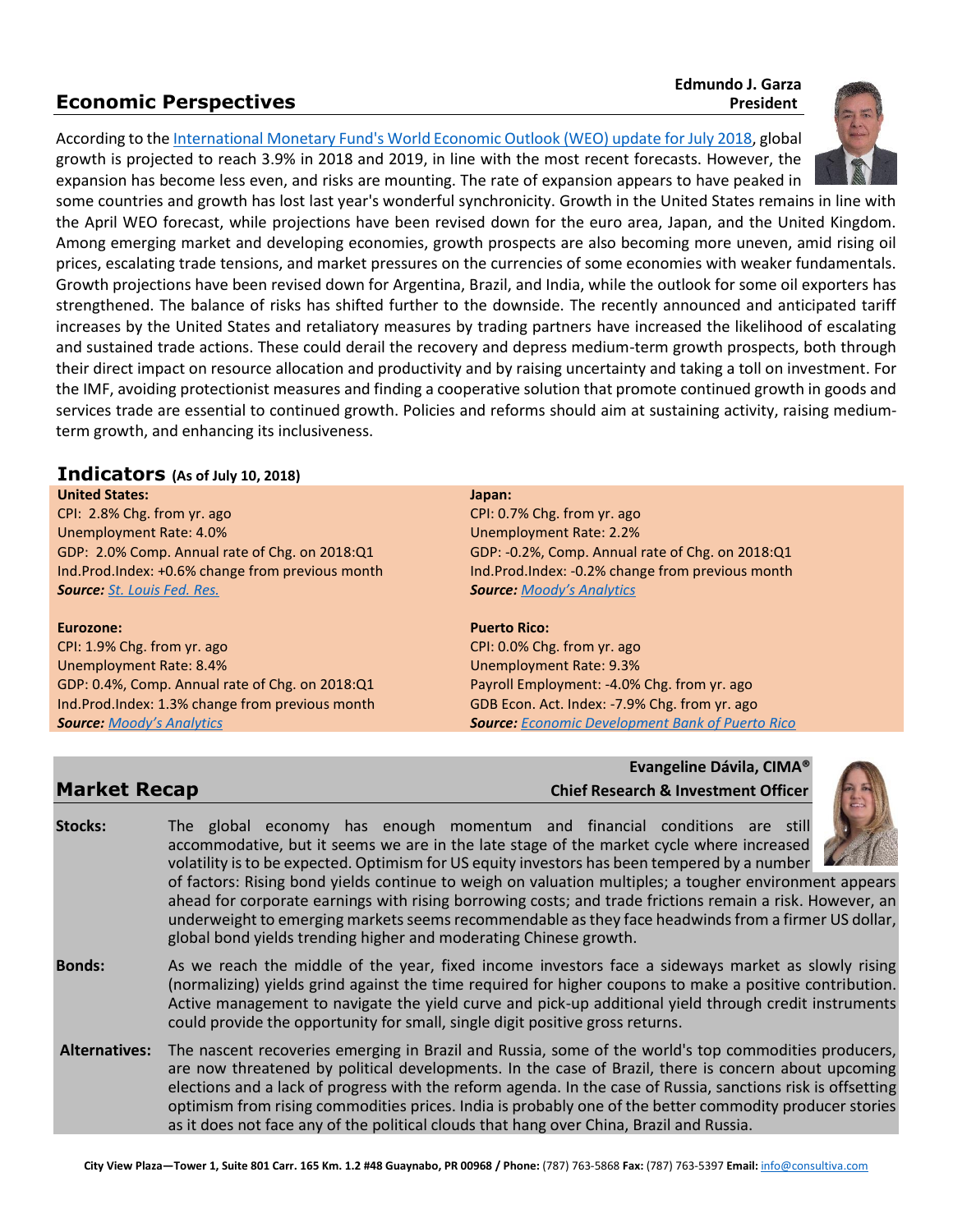## Economic Perspectives

**Edmundo J. Garza**
**President**

According to the International Monetary Fund's World Economic Outlook (WEO) update for July 2018, global growth is projected to reach 3.9% in 2018 and 2019, in line with the most recent forecasts. However, the expansion has become less even, and risks are mounting. The rate of expansion appears to have peaked in some countries and growth has lost last year's wonderful synchronicity. Growth in the United States remains in line with the April WEO forecast, while projections have been revised down for the euro area, Japan, and the United Kingdom. Among emerging market and developing economies, growth prospects are also becoming more uneven, amid rising oil prices, escalating trade tensions, and market pressures on the currencies of some economies with weaker fundamentals. Growth projections have been revised down for Argentina, Brazil, and India, while the outlook for some oil exporters has strengthened. The balance of risks has shifted further to the downside. The recently announced and anticipated tariff increases by the United States and retaliatory measures by trading partners have increased the likelihood of escalating and sustained trade actions. These could derail the recovery and depress medium-term growth prospects, both through their direct impact on resource allocation and productivity and by raising uncertainty and taking a toll on investment. For the IMF, avoiding protectionist measures and finding a cooperative solution that promote continued growth in goods and services trade are essential to continued growth. Policies and reforms should aim at sustaining activity, raising medium-term growth, and enhancing its inclusiveness.

## Indicators (As of July 10, 2018)

**United States:**
CPI: 2.8% Chg. from yr. ago
Unemployment Rate: 4.0%
GDP: 2.0% Comp. Annual rate of Chg. on 2018:Q1
Ind.Prod.Index: +0.6% change from previous month
***Source:*** St. Louis Fed. Res.

**Japan:**
CPI: 0.7% Chg. from yr. ago
Unemployment Rate: 2.2%
GDP: -0.2%, Comp. Annual rate of Chg. on 2018:Q1
Ind.Prod.Index: -0.2% change from previous month
***Source:*** Moody's Analytics

**Eurozone:**
CPI: 1.9% Chg. from yr. ago
Unemployment Rate: 8.4%
GDP: 0.4%, Comp. Annual rate of Chg. on 2018:Q1
Ind.Prod.Index: 1.3% change from previous month
***Source:*** Moody's Analytics

**Puerto Rico:**
CPI: 0.0% Chg. from yr. ago
Unemployment Rate: 9.3%
Payroll Employment: -4.0% Chg. from yr. ago
GDB Econ. Act. Index: -7.9% Chg. from yr. ago
***Source:*** Economic Development Bank of Puerto Rico

## Market Recap

**Evangeline Dávila, CIMA®**
**Chief Research & Investment Officer**

**Stocks:** The global economy has enough momentum and financial conditions are still accommodative, but it seems we are in the late stage of the market cycle where increased volatility is to be expected. Optimism for US equity investors has been tempered by a number of factors: Rising bond yields continue to weigh on valuation multiples; a tougher environment appears ahead for corporate earnings with rising borrowing costs; and trade frictions remain a risk. However, an underweight to emerging markets seems recommendable as they face headwinds from a firmer US dollar, global bond yields trending higher and moderating Chinese growth.

**Bonds:** As we reach the middle of the year, fixed income investors face a sideways market as slowly rising (normalizing) yields grind against the time required for higher coupons to make a positive contribution. Active management to navigate the yield curve and pick-up additional yield through credit instruments could provide the opportunity for small, single digit positive gross returns.

**Alternatives:** The nascent recoveries emerging in Brazil and Russia, some of the world's top commodities producers, are now threatened by political developments. In the case of Brazil, there is concern about upcoming elections and a lack of progress with the reform agenda. In the case of Russia, sanctions risk is offsetting optimism from rising commodities prices. India is probably one of the better commodity producer stories as it does not face any of the political clouds that hang over China, Brazil and Russia.

**City View Plaza—Tower 1, Suite 801 Carr. 165 Km. 1.2 #48 Guaynabo, PR 00968 / Phone:** (787) 763-5868 **Fax:** (787) 763-5397 **Email:** info@consultiva.com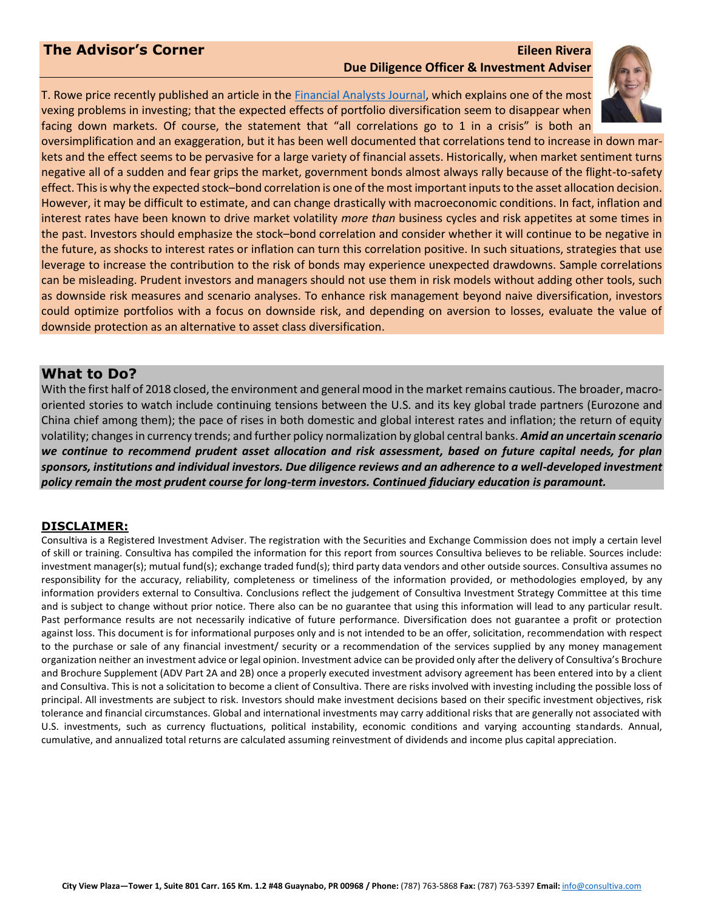## The Advisor's Corner

**Eileen Rivera**
**Due Diligence Officer & Investment Adviser**

T. Rowe price recently published an article in the Financial Analysts Journal, which explains one of the most vexing problems in investing; that the expected effects of portfolio diversification seem to disappear when facing down markets. Of course, the statement that "all correlations go to 1 in a crisis" is both an oversimplification and an exaggeration, but it has been well documented that correlations tend to increase in down markets and the effect seems to be pervasive for a large variety of financial assets. Historically, when market sentiment turns negative all of a sudden and fear grips the market, government bonds almost always rally because of the flight-to-safety effect. This is why the expected stock–bond correlation is one of the most important inputs to the asset allocation decision. However, it may be difficult to estimate, and can change drastically with macroeconomic conditions. In fact, inflation and interest rates have been known to drive market volatility *more than* business cycles and risk appetites at some times in the past. Investors should emphasize the stock–bond correlation and consider whether it will continue to be negative in the future, as shocks to interest rates or inflation can turn this correlation positive. In such situations, strategies that use leverage to increase the contribution to the risk of bonds may experience unexpected drawdowns. Sample correlations can be misleading. Prudent investors and managers should not use them in risk models without adding other tools, such as downside risk measures and scenario analyses. To enhance risk management beyond naive diversification, investors could optimize portfolios with a focus on downside risk, and depending on aversion to losses, evaluate the value of downside protection as an alternative to asset class diversification.

## What to Do?

With the first half of 2018 closed, the environment and general mood in the market remains cautious. The broader, macro-oriented stories to watch include continuing tensions between the U.S. and its key global trade partners (Eurozone and China chief among them); the pace of rises in both domestic and global interest rates and inflation; the return of equity volatility; changes in currency trends; and further policy normalization by global central banks. ***Amid an uncertain scenario we continue to recommend prudent asset allocation and risk assessment, based on future capital needs, for plan sponsors, institutions and individual investors. Due diligence reviews and an adherence to a well-developed investment policy remain the most prudent course for long-term investors. Continued fiduciary education is paramount.***

### DISCLAIMER:

Consultiva is a Registered Investment Adviser. The registration with the Securities and Exchange Commission does not imply a certain level of skill or training. Consultiva has compiled the information for this report from sources Consultiva believes to be reliable. Sources include: investment manager(s); mutual fund(s); exchange traded fund(s); third party data vendors and other outside sources. Consultiva assumes no responsibility for the accuracy, reliability, completeness or timeliness of the information provided, or methodologies employed, by any information providers external to Consultiva. Conclusions reflect the judgement of Consultiva Investment Strategy Committee at this time and is subject to change without prior notice. There also can be no guarantee that using this information will lead to any particular result. Past performance results are not necessarily indicative of future performance. Diversification does not guarantee a profit or protection against loss. This document is for informational purposes only and is not intended to be an offer, solicitation, recommendation with respect to the purchase or sale of any financial investment/ security or a recommendation of the services supplied by any money management organization neither an investment advice or legal opinion. Investment advice can be provided only after the delivery of Consultiva's Brochure and Brochure Supplement (ADV Part 2A and 2B) once a properly executed investment advisory agreement has been entered into by a client and Consultiva. This is not a solicitation to become a client of Consultiva. There are risks involved with investing including the possible loss of principal. All investments are subject to risk. Investors should make investment decisions based on their specific investment objectives, risk tolerance and financial circumstances. Global and international investments may carry additional risks that are generally not associated with U.S. investments, such as currency fluctuations, political instability, economic conditions and varying accounting standards. Annual, cumulative, and annualized total returns are calculated assuming reinvestment of dividends and income plus capital appreciation.

**City View Plaza—Tower 1, Suite 801 Carr. 165 Km. 1.2 #48 Guaynabo, PR 00968 / Phone:** (787) 763-5868 **Fax:** (787) 763-5397 **Email:** info@consultiva.com